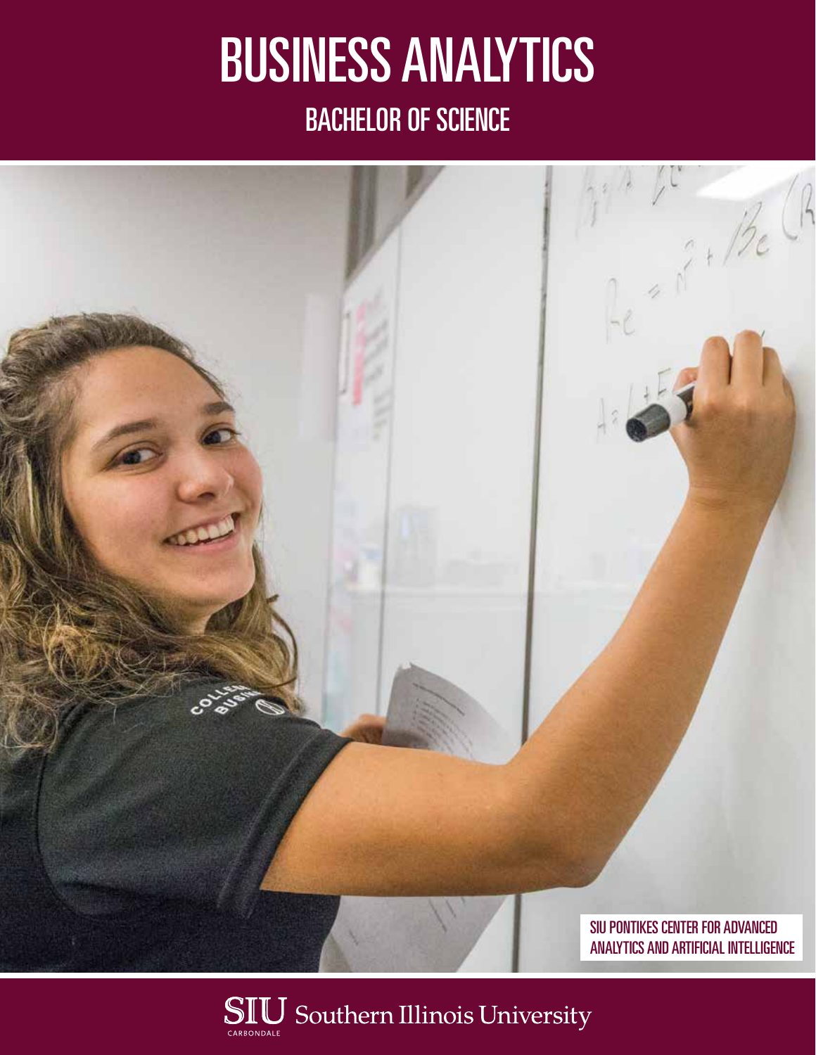# BUSINESS ANALYTICS

## BACHELOR OF SCIENCE

SIU PONTIKES CENTER FOR ADVANCED ANALYTICS AND ARTIFICIAL INTELLIGENCE

SIU Southern Illinois University CARBONDALE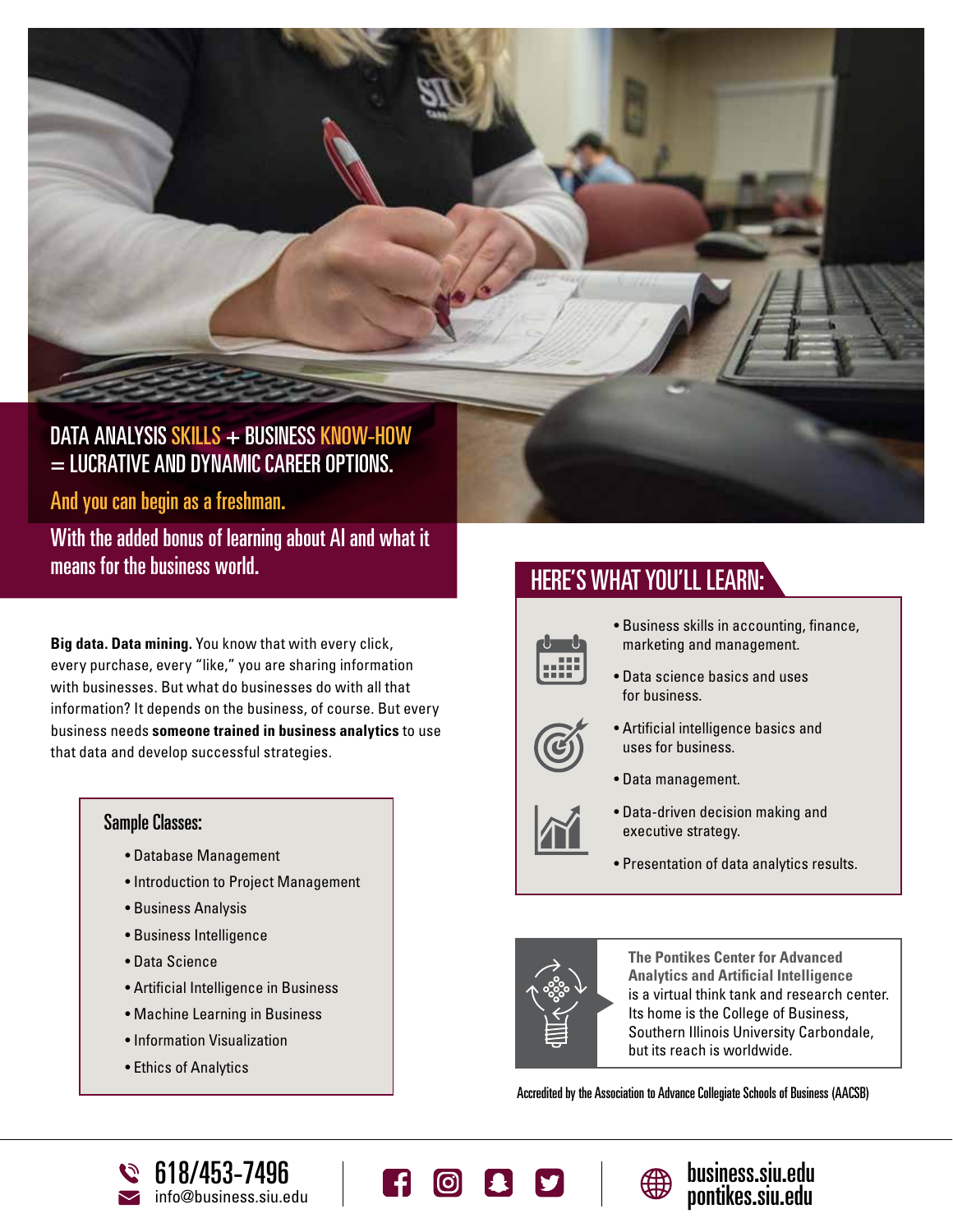## DATA ANALYSIS SKILLS + BUSINESS KNOW-HOW = LUCRATIVE AND DYNAMIC CAREER OPTIONS.

### And you can begin as a freshman.

### With the added bonus of learning about AI and what it means for the business world.

**Big data. Data mining.** You know that with every click, every purchase, every "like," you are sharing information with businesses. But what do businesses do with all that information? It depends on the business, of course. But every business needs **someone trained in business analytics** to use that data and develop successful strategies.

### Sample Classes:

- Database Management
- Introduction to Project Management
- Business Analysis
- Business Intelligence
- Data Science
- Artificial Intelligence in Business
- Machine Learning in Business
- Information Visualization
- Ethics of Analytics

## HERE'S WHAT YOU'LL LEARN:

- Business skills in accounting, finance, marketing and management.
- Data science basics and uses for business.
- Artificial intelligence basics and uses for business.
- Data management.
- Data-driven decision making and executive strategy.
- Presentation of data analytics results.

**The Pontikes Center for Advanced Analytics and Artificial Intelligence** is a virtual think tank and research center. Its home is the College of Business, Southern Illinois University Carbondale, but its reach is worldwide.

Accredited by the Association to Advance Collegiate Schools of Business (AACSB)

618/453-7496
info@business.siu.edu

business.siu.edu
pontikes.siu.edu